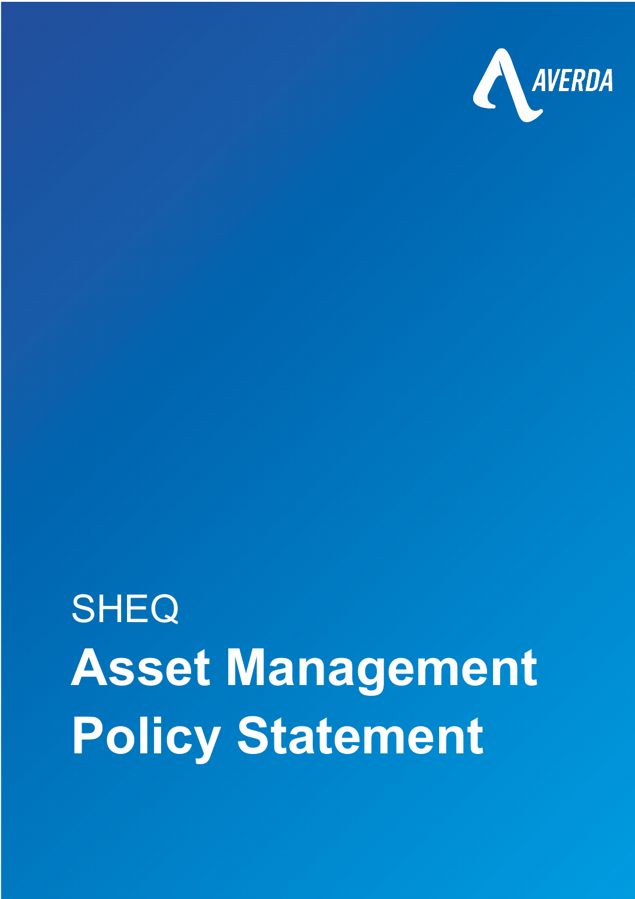AVERDA

SHEQ

# Asset Management Policy Statement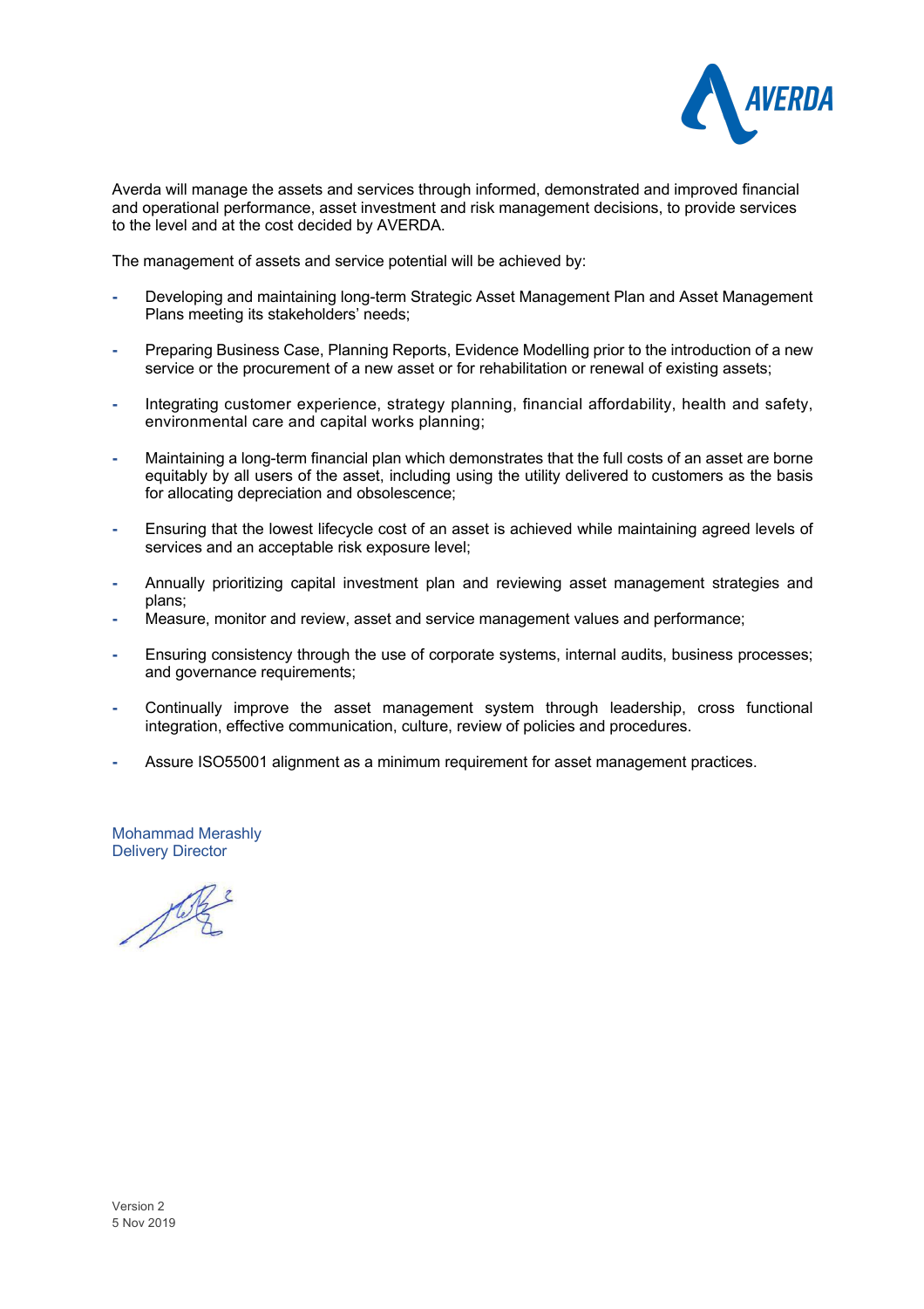Averda will manage the assets and services through informed, demonstrated and improved financial and operational performance, asset investment and risk management decisions, to provide services to the level and at the cost decided by AVERDA.

The management of assets and service potential will be achieved by:

- Developing and maintaining long-term Strategic Asset Management Plan and Asset Management Plans meeting its stakeholders' needs;
- Preparing Business Case, Planning Reports, Evidence Modelling prior to the introduction of a new service or the procurement of a new asset or for rehabilitation or renewal of existing assets;
- Integrating customer experience, strategy planning, financial affordability, health and safety, environmental care and capital works planning;
- Maintaining a long-term financial plan which demonstrates that the full costs of an asset are borne equitably by all users of the asset, including using the utility delivered to customers as the basis for allocating depreciation and obsolescence;
- Ensuring that the lowest lifecycle cost of an asset is achieved while maintaining agreed levels of services and an acceptable risk exposure level;
- Annually prioritizing capital investment plan and reviewing asset management strategies and plans;
- Measure, monitor and review, asset and service management values and performance;
- Ensuring consistency through the use of corporate systems, internal audits, business processes; and governance requirements;
- Continually improve the asset management system through leadership, cross functional integration, effective communication, culture, review of policies and procedures.
- Assure ISO55001 alignment as a minimum requirement for asset management practices.

Mohammad Merashly
Delivery Director

Version 2
5 Nov 2019